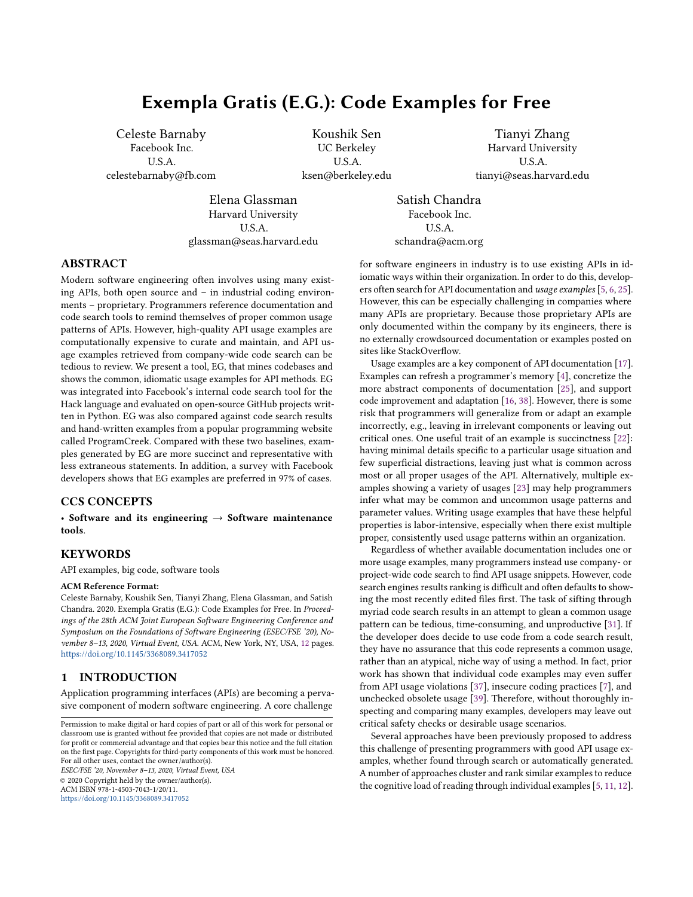# Exempla Gratis (E.G.): Code Examples for Free

Celeste Barnaby
Facebook Inc.
U.S.A.
celestebarnaby@fb.com

Koushik Sen
UC Berkeley
U.S.A.
ksen@berkeley.edu

Tianyi Zhang
Harvard University
U.S.A.
tianyi@seas.harvard.edu

Elena Glassman
Harvard University
U.S.A.
glassman@seas.harvard.edu

Satish Chandra
Facebook Inc.
U.S.A.
schandra@acm.org

## ABSTRACT

Modern software engineering often involves using many existing APIs, both open source and – in industrial coding environments – proprietary. Programmers reference documentation and code search tools to remind themselves of proper common usage patterns of APIs. However, high-quality API usage examples are computationally expensive to curate and maintain, and API usage examples retrieved from company-wide code search can be tedious to review. We present a tool, EG, that mines codebases and shows the common, idiomatic usage examples for API methods. EG was integrated into Facebook's internal code search tool for the Hack language and evaluated on open-source GitHub projects written in Python. EG was also compared against code search results and hand-written examples from a popular programming website called ProgramCreek. Compared with these two baselines, examples generated by EG are more succinct and representative with less extraneous statements. In addition, a survey with Facebook developers shows that EG examples are preferred in 97% of cases.

## CCS CONCEPTS

• **Software and its engineering** → **Software maintenance tools**.

## KEYWORDS

API examples, big code, software tools

**ACM Reference Format:**
Celeste Barnaby, Koushik Sen, Tianyi Zhang, Elena Glassman, and Satish Chandra. 2020. Exempla Gratis (E.G.): Code Examples for Free. In *Proceedings of the 28th ACM Joint European Software Engineering Conference and Symposium on the Foundations of Software Engineering (ESEC/FSE '20), November 8–13, 2020, Virtual Event, USA.* ACM, New York, NY, USA, 12 pages. https://doi.org/10.1145/3368089.3417052

## 1 INTRODUCTION

Application programming interfaces (APIs) are becoming a pervasive component of modern software engineering. A core challenge for software engineers in industry is to use existing APIs in idiomatic ways within their organization. In order to do this, developers often search for API documentation and *usage examples* [5, 6, 25]. However, this can be especially challenging in companies where many APIs are proprietary. Because those proprietary APIs are only documented within the company by its engineers, there is no externally crowdsourced documentation or examples posted on sites like StackOverflow.

Usage examples are a key component of API documentation [17]. Examples can refresh a programmer's memory [4], concretize the more abstract components of documentation [25], and support code improvement and adaptation [16, 38]. However, there is some risk that programmers will generalize from or adapt an example incorrectly, e.g., leaving in irrelevant components or leaving out critical ones. One useful trait of an example is succinctness [22]: having minimal details specific to a particular usage situation and few superficial distractions, leaving just what is common across most or all proper usages of the API. Alternatively, multiple examples showing a variety of usages [23] may help programmers infer what may be common and uncommon usage patterns and parameter values. Writing usage examples that have these helpful properties is labor-intensive, especially when there exist multiple proper, consistently used usage patterns within an organization.

Regardless of whether available documentation includes one or more usage examples, many programmers instead use company- or project-wide code search to find API usage snippets. However, code search engines results ranking is difficult and often defaults to showing the most recently edited files first. The task of sifting through myriad code search results in an attempt to glean a common usage pattern can be tedious, time-consuming, and unproductive [31]. If the developer does decide to use code from a code search result, they have no assurance that this code represents a common usage, rather than an atypical, niche way of using a method. In fact, prior work has shown that individual code examples may even suffer from API usage violations [37], insecure coding practices [7], and unchecked obsolete usage [39]. Therefore, without thoroughly inspecting and comparing many examples, developers may leave out critical safety checks or desirable usage scenarios.

Several approaches have been previously proposed to address this challenge of presenting programmers with good API usage examples, whether found through search or automatically generated. A number of approaches cluster and rank similar examples to reduce the cognitive load of reading through individual examples [5, 11, 12].

Permission to make digital or hard copies of part or all of this work for personal or classroom use is granted without fee provided that copies are not made or distributed for profit or commercial advantage and that copies bear this notice and the full citation on the first page. Copyrights for third-party components of this work must be honored. For all other uses, contact the owner/author(s).
*ESEC/FSE '20, November 8–13, 2020, Virtual Event, USA*
© 2020 Copyright held by the owner/author(s).
ACM ISBN 978-1-4503-7043-1/20/11.
https://doi.org/10.1145/3368089.3417052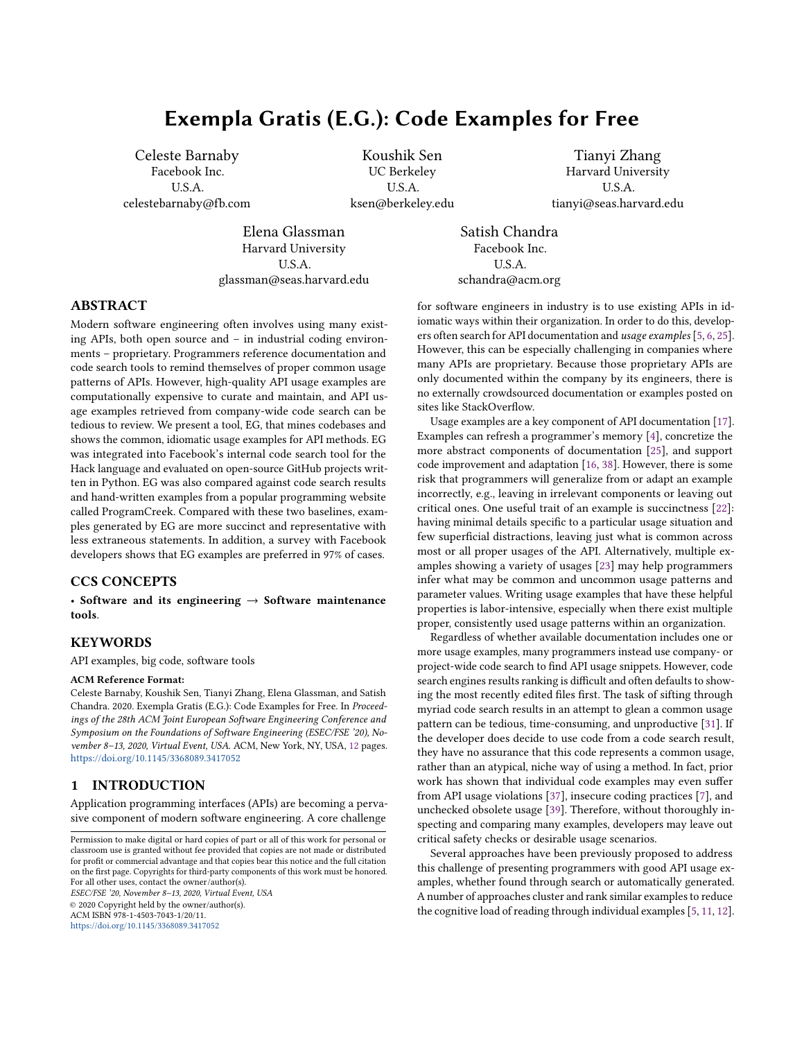# Exempla Gratis (E.G.): Code Examples for Free

Celeste Barnaby
Facebook Inc.
U.S.A.
celestebarnaby@fb.com

Koushik Sen
UC Berkeley
U.S.A.
ksen@berkeley.edu

Tianyi Zhang
Harvard University
U.S.A.
tianyi@seas.harvard.edu

Elena Glassman
Harvard University
U.S.A.
glassman@seas.harvard.edu

Satish Chandra
Facebook Inc.
U.S.A.
schandra@acm.org

## ABSTRACT

Modern software engineering often involves using many existing APIs, both open source and – in industrial coding environments – proprietary. Programmers reference documentation and code search tools to remind themselves of proper common usage patterns of APIs. However, high-quality API usage examples are computationally expensive to curate and maintain, and API usage examples retrieved from company-wide code search can be tedious to review. We present a tool, EG, that mines codebases and shows the common, idiomatic usage examples for API methods. EG was integrated into Facebook's internal code search tool for the Hack language and evaluated on open-source GitHub projects written in Python. EG was also compared against code search results and hand-written examples from a popular programming website called ProgramCreek. Compared with these two baselines, examples generated by EG are more succinct and representative with less extraneous statements. In addition, a survey with Facebook developers shows that EG examples are preferred in 97% of cases.

## CCS CONCEPTS

• **Software and its engineering** → **Software maintenance tools**.

## KEYWORDS

API examples, big code, software tools

**ACM Reference Format:**
Celeste Barnaby, Koushik Sen, Tianyi Zhang, Elena Glassman, and Satish Chandra. 2020. Exempla Gratis (E.G.): Code Examples for Free. In *Proceedings of the 28th ACM Joint European Software Engineering Conference and Symposium on the Foundations of Software Engineering (ESEC/FSE '20), November 8–13, 2020, Virtual Event, USA.* ACM, New York, NY, USA, 12 pages. https://doi.org/10.1145/3368089.3417052

## 1 INTRODUCTION

Application programming interfaces (APIs) are becoming a pervasive component of modern software engineering. A core challenge for software engineers in industry is to use existing APIs in idiomatic ways within their organization. In order to do this, developers often search for API documentation and *usage examples* [5, 6, 25]. However, this can be especially challenging in companies where many APIs are proprietary. Because those proprietary APIs are only documented within the company by its engineers, there is no externally crowdsourced documentation or examples posted on sites like StackOverflow.

Usage examples are a key component of API documentation [17]. Examples can refresh a programmer's memory [4], concretize the more abstract components of documentation [25], and support code improvement and adaptation [16, 38]. However, there is some risk that programmers will generalize from or adapt an example incorrectly, e.g., leaving in irrelevant components or leaving out critical ones. One useful trait of an example is succinctness [22]: having minimal details specific to a particular usage situation and few superficial distractions, leaving just what is common across most or all proper usages of the API. Alternatively, multiple examples showing a variety of usages [23] may help programmers infer what may be common and uncommon usage patterns and parameter values. Writing usage examples that have these helpful properties is labor-intensive, especially when there exist multiple proper, consistently used usage patterns within an organization.

Regardless of whether available documentation includes one or more usage examples, many programmers instead use company- or project-wide code search to find API usage snippets. However, code search engines results ranking is difficult and often defaults to showing the most recently edited files first. The task of sifting through myriad code search results in an attempt to glean a common usage pattern can be tedious, time-consuming, and unproductive [31]. If the developer does decide to use code from a code search result, they have no assurance that this code represents a common usage, rather than an atypical, niche way of using a method. In fact, prior work has shown that individual code examples may even suffer from API usage violations [37], insecure coding practices [7], and unchecked obsolete usage [39]. Therefore, without thoroughly inspecting and comparing many examples, developers may leave out critical safety checks or desirable usage scenarios.

Several approaches have been previously proposed to address this challenge of presenting programmers with good API usage examples, whether found through search or automatically generated. A number of approaches cluster and rank similar examples to reduce the cognitive load of reading through individual examples [5, 11, 12].

Permission to make digital or hard copies of part or all of this work for personal or classroom use is granted without fee provided that copies are not made or distributed for profit or commercial advantage and that copies bear this notice and the full citation on the first page. Copyrights for third-party components of this work must be honored. For all other uses, contact the owner/author(s).
*ESEC/FSE '20, November 8–13, 2020, Virtual Event, USA*
© 2020 Copyright held by the owner/author(s).
ACM ISBN 978-1-4503-7043-1/20/11.
https://doi.org/10.1145/3368089.3417052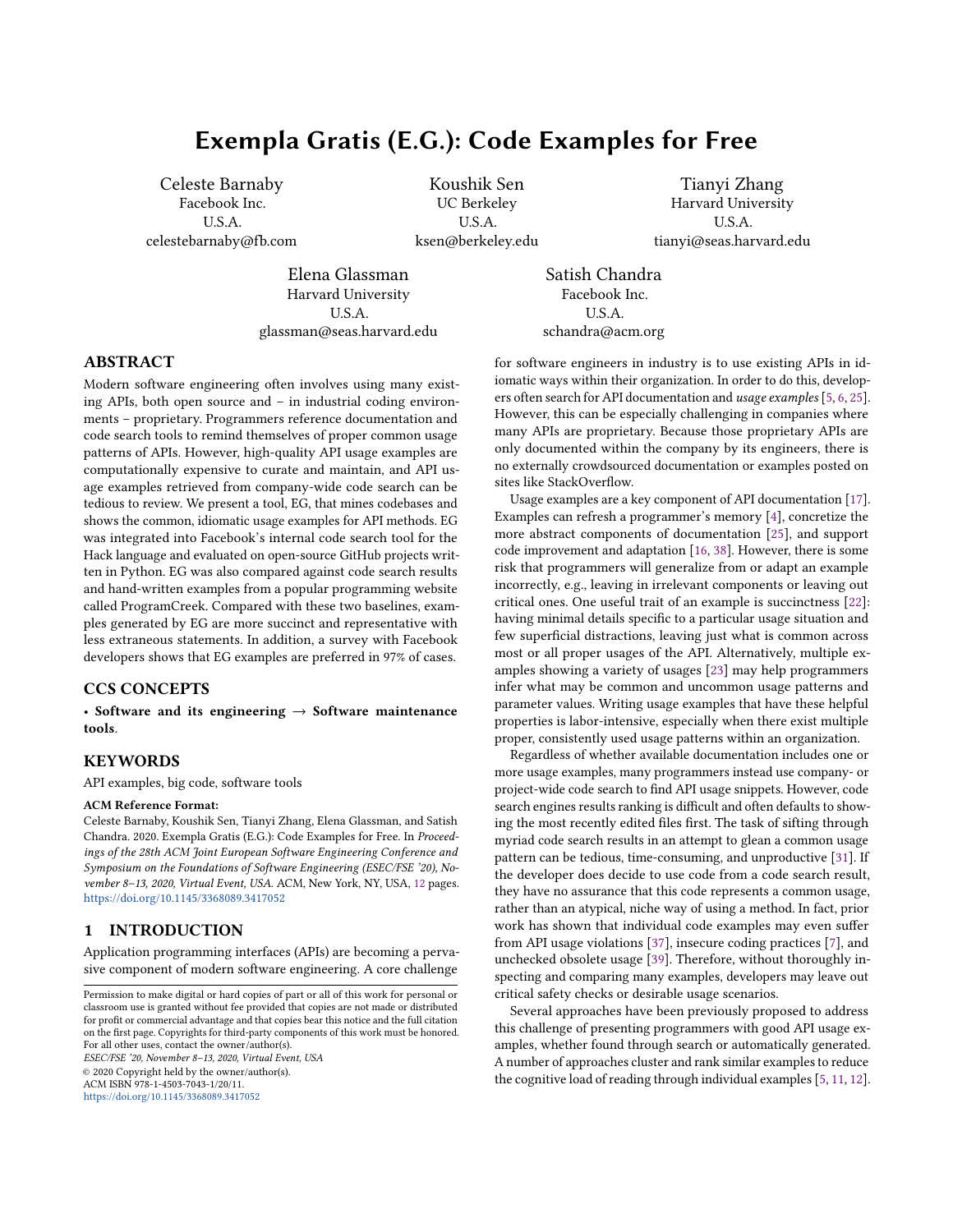# Exempla Gratis (E.G.): Code Examples for Free

Celeste Barnaby
Facebook Inc.
U.S.A.
celestebarnaby@fb.com

Koushik Sen
UC Berkeley
U.S.A.
ksen@berkeley.edu

Tianyi Zhang
Harvard University
U.S.A.
tianyi@seas.harvard.edu

Elena Glassman
Harvard University
U.S.A.
glassman@seas.harvard.edu

Satish Chandra
Facebook Inc.
U.S.A.
schandra@acm.org

## ABSTRACT

Modern software engineering often involves using many existing APIs, both open source and – in industrial coding environments – proprietary. Programmers reference documentation and code search tools to remind themselves of proper common usage patterns of APIs. However, high-quality API usage examples are computationally expensive to curate and maintain, and API usage examples retrieved from company-wide code search can be tedious to review. We present a tool, EG, that mines codebases and shows the common, idiomatic usage examples for API methods. EG was integrated into Facebook's internal code search tool for the Hack language and evaluated on open-source GitHub projects written in Python. EG was also compared against code search results and hand-written examples from a popular programming website called ProgramCreek. Compared with these two baselines, examples generated by EG are more succinct and representative with less extraneous statements. In addition, a survey with Facebook developers shows that EG examples are preferred in 97% of cases.

## CCS CONCEPTS

• **Software and its engineering** → **Software maintenance tools**.

## KEYWORDS

API examples, big code, software tools

**ACM Reference Format:**
Celeste Barnaby, Koushik Sen, Tianyi Zhang, Elena Glassman, and Satish Chandra. 2020. Exempla Gratis (E.G.): Code Examples for Free. In *Proceedings of the 28th ACM Joint European Software Engineering Conference and Symposium on the Foundations of Software Engineering (ESEC/FSE '20), November 8–13, 2020, Virtual Event, USA.* ACM, New York, NY, USA, 12 pages. https://doi.org/10.1145/3368089.3417052

## 1 INTRODUCTION

Application programming interfaces (APIs) are becoming a pervasive component of modern software engineering. A core challenge for software engineers in industry is to use existing APIs in idiomatic ways within their organization. In order to do this, developers often search for API documentation and *usage examples* [5, 6, 25]. However, this can be especially challenging in companies where many APIs are proprietary. Because those proprietary APIs are only documented within the company by its engineers, there is no externally crowdsourced documentation or examples posted on sites like StackOverflow.

Usage examples are a key component of API documentation [17]. Examples can refresh a programmer's memory [4], concretize the more abstract components of documentation [25], and support code improvement and adaptation [16, 38]. However, there is some risk that programmers will generalize from or adapt an example incorrectly, e.g., leaving in irrelevant components or leaving out critical ones. One useful trait of an example is succinctness [22]: having minimal details specific to a particular usage situation and few superficial distractions, leaving just what is common across most or all proper usages of the API. Alternatively, multiple examples showing a variety of usages [23] may help programmers infer what may be common and uncommon usage patterns and parameter values. Writing usage examples that have these helpful properties is labor-intensive, especially when there exist multiple proper, consistently used usage patterns within an organization.

Regardless of whether available documentation includes one or more usage examples, many programmers instead use company- or project-wide code search to find API usage snippets. However, code search engines results ranking is difficult and often defaults to showing the most recently edited files first. The task of sifting through myriad code search results in an attempt to glean a common usage pattern can be tedious, time-consuming, and unproductive [31]. If the developer does decide to use code from a code search result, they have no assurance that this code represents a common usage, rather than an atypical, niche way of using a method. In fact, prior work has shown that individual code examples may even suffer from API usage violations [37], insecure coding practices [7], and unchecked obsolete usage [39]. Therefore, without thoroughly inspecting and comparing many examples, developers may leave out critical safety checks or desirable usage scenarios.

Several approaches have been previously proposed to address this challenge of presenting programmers with good API usage examples, whether found through search or automatically generated. A number of approaches cluster and rank similar examples to reduce the cognitive load of reading through individual examples [5, 11, 12].

Permission to make digital or hard copies of part or all of this work for personal or classroom use is granted without fee provided that copies are not made or distributed for profit or commercial advantage and that copies bear this notice and the full citation on the first page. Copyrights for third-party components of this work must be honored. For all other uses, contact the owner/author(s).
*ESEC/FSE '20, November 8–13, 2020, Virtual Event, USA*
© 2020 Copyright held by the owner/author(s).
ACM ISBN 978-1-4503-7043-1/20/11.
https://doi.org/10.1145/3368089.3417052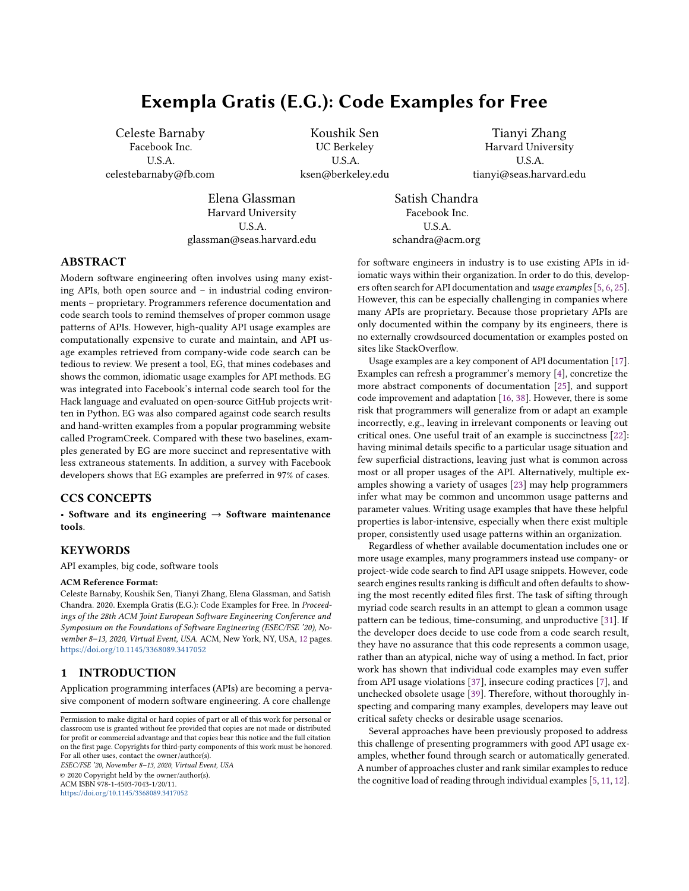# Exempla Gratis (E.G.): Code Examples for Free

Celeste Barnaby
Facebook Inc.
U.S.A.
celestebarnaby@fb.com

Koushik Sen
UC Berkeley
U.S.A.
ksen@berkeley.edu

Tianyi Zhang
Harvard University
U.S.A.
tianyi@seas.harvard.edu

Elena Glassman
Harvard University
U.S.A.
glassman@seas.harvard.edu

Satish Chandra
Facebook Inc.
U.S.A.
schandra@acm.org

## ABSTRACT

Modern software engineering often involves using many existing APIs, both open source and – in industrial coding environments – proprietary. Programmers reference documentation and code search tools to remind themselves of proper common usage patterns of APIs. However, high-quality API usage examples are computationally expensive to curate and maintain, and API usage examples retrieved from company-wide code search can be tedious to review. We present a tool, EG, that mines codebases and shows the common, idiomatic usage examples for API methods. EG was integrated into Facebook's internal code search tool for the Hack language and evaluated on open-source GitHub projects written in Python. EG was also compared against code search results and hand-written examples from a popular programming website called ProgramCreek. Compared with these two baselines, examples generated by EG are more succinct and representative with less extraneous statements. In addition, a survey with Facebook developers shows that EG examples are preferred in 97% of cases.

## CCS CONCEPTS

• **Software and its engineering** → **Software maintenance tools**.

## KEYWORDS

API examples, big code, software tools

**ACM Reference Format:**
Celeste Barnaby, Koushik Sen, Tianyi Zhang, Elena Glassman, and Satish Chandra. 2020. Exempla Gratis (E.G.): Code Examples for Free. In *Proceedings of the 28th ACM Joint European Software Engineering Conference and Symposium on the Foundations of Software Engineering (ESEC/FSE '20), November 8–13, 2020, Virtual Event, USA.* ACM, New York, NY, USA, 12 pages. https://doi.org/10.1145/3368089.3417052

## 1 INTRODUCTION

Application programming interfaces (APIs) are becoming a pervasive component of modern software engineering. A core challenge for software engineers in industry is to use existing APIs in idiomatic ways within their organization. In order to do this, developers often search for API documentation and *usage examples* [5, 6, 25]. However, this can be especially challenging in companies where many APIs are proprietary. Because those proprietary APIs are only documented within the company by its engineers, there is no externally crowdsourced documentation or examples posted on sites like StackOverflow.

Usage examples are a key component of API documentation [17]. Examples can refresh a programmer's memory [4], concretize the more abstract components of documentation [25], and support code improvement and adaptation [16, 38]. However, there is some risk that programmers will generalize from or adapt an example incorrectly, e.g., leaving in irrelevant components or leaving out critical ones. One useful trait of an example is succinctness [22]: having minimal details specific to a particular usage situation and few superficial distractions, leaving just what is common across most or all proper usages of the API. Alternatively, multiple examples showing a variety of usages [23] may help programmers infer what may be common and uncommon usage patterns and parameter values. Writing usage examples that have these helpful properties is labor-intensive, especially when there exist multiple proper, consistently used usage patterns within an organization.

Regardless of whether available documentation includes one or more usage examples, many programmers instead use company- or project-wide code search to find API usage snippets. However, code search engines results ranking is difficult and often defaults to showing the most recently edited files first. The task of sifting through myriad code search results in an attempt to glean a common usage pattern can be tedious, time-consuming, and unproductive [31]. If the developer does decide to use code from a code search result, they have no assurance that this code represents a common usage, rather than an atypical, niche way of using a method. In fact, prior work has shown that individual code examples may even suffer from API usage violations [37], insecure coding practices [7], and unchecked obsolete usage [39]. Therefore, without thoroughly inspecting and comparing many examples, developers may leave out critical safety checks or desirable usage scenarios.

Several approaches have been previously proposed to address this challenge of presenting programmers with good API usage examples, whether found through search or automatically generated. A number of approaches cluster and rank similar examples to reduce the cognitive load of reading through individual examples [5, 11, 12].

Permission to make digital or hard copies of part or all of this work for personal or classroom use is granted without fee provided that copies are not made or distributed for profit or commercial advantage and that copies bear this notice and the full citation on the first page. Copyrights for third-party components of this work must be honored. For all other uses, contact the owner/author(s).
*ESEC/FSE '20, November 8–13, 2020, Virtual Event, USA*
© 2020 Copyright held by the owner/author(s).
ACM ISBN 978-1-4503-7043-1/20/11.
https://doi.org/10.1145/3368089.3417052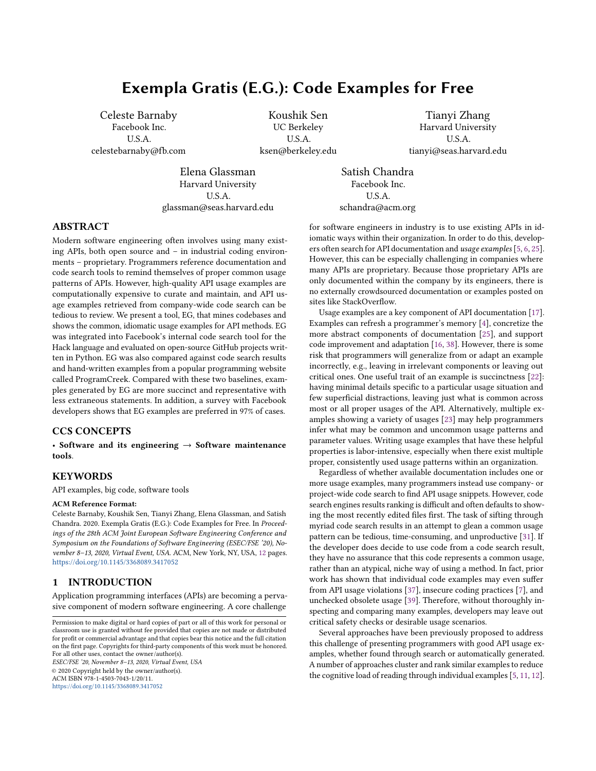# Exempla Gratis (E.G.): Code Examples for Free

Celeste Barnaby
Facebook Inc.
U.S.A.
celestebarnaby@fb.com

Koushik Sen
UC Berkeley
U.S.A.
ksen@berkeley.edu

Tianyi Zhang
Harvard University
U.S.A.
tianyi@seas.harvard.edu

Elena Glassman
Harvard University
U.S.A.
glassman@seas.harvard.edu

Satish Chandra
Facebook Inc.
U.S.A.
schandra@acm.org

## ABSTRACT

Modern software engineering often involves using many existing APIs, both open source and – in industrial coding environments – proprietary. Programmers reference documentation and code search tools to remind themselves of proper common usage patterns of APIs. However, high-quality API usage examples are computationally expensive to curate and maintain, and API usage examples retrieved from company-wide code search can be tedious to review. We present a tool, EG, that mines codebases and shows the common, idiomatic usage examples for API methods. EG was integrated into Facebook's internal code search tool for the Hack language and evaluated on open-source GitHub projects written in Python. EG was also compared against code search results and hand-written examples from a popular programming website called ProgramCreek. Compared with these two baselines, examples generated by EG are more succinct and representative with less extraneous statements. In addition, a survey with Facebook developers shows that EG examples are preferred in 97% of cases.

## CCS CONCEPTS

• **Software and its engineering** → **Software maintenance tools**.

## KEYWORDS

API examples, big code, software tools

**ACM Reference Format:**
Celeste Barnaby, Koushik Sen, Tianyi Zhang, Elena Glassman, and Satish Chandra. 2020. Exempla Gratis (E.G.): Code Examples for Free. In *Proceedings of the 28th ACM Joint European Software Engineering Conference and Symposium on the Foundations of Software Engineering (ESEC/FSE '20), November 8–13, 2020, Virtual Event, USA.* ACM, New York, NY, USA, 12 pages. https://doi.org/10.1145/3368089.3417052

## 1 INTRODUCTION

Application programming interfaces (APIs) are becoming a pervasive component of modern software engineering. A core challenge for software engineers in industry is to use existing APIs in idiomatic ways within their organization. In order to do this, developers often search for API documentation and *usage examples* [5, 6, 25]. However, this can be especially challenging in companies where many APIs are proprietary. Because those proprietary APIs are only documented within the company by its engineers, there is no externally crowdsourced documentation or examples posted on sites like StackOverflow.

Usage examples are a key component of API documentation [17]. Examples can refresh a programmer's memory [4], concretize the more abstract components of documentation [25], and support code improvement and adaptation [16, 38]. However, there is some risk that programmers will generalize from or adapt an example incorrectly, e.g., leaving in irrelevant components or leaving out critical ones. One useful trait of an example is succinctness [22]: having minimal details specific to a particular usage situation and few superficial distractions, leaving just what is common across most or all proper usages of the API. Alternatively, multiple examples showing a variety of usages [23] may help programmers infer what may be common and uncommon usage patterns and parameter values. Writing usage examples that have these helpful properties is labor-intensive, especially when there exist multiple proper, consistently used usage patterns within an organization.

Regardless of whether available documentation includes one or more usage examples, many programmers instead use company- or project-wide code search to find API usage snippets. However, code search engines results ranking is difficult and often defaults to showing the most recently edited files first. The task of sifting through myriad code search results in an attempt to glean a common usage pattern can be tedious, time-consuming, and unproductive [31]. If the developer does decide to use code from a code search result, they have no assurance that this code represents a common usage, rather than an atypical, niche way of using a method. In fact, prior work has shown that individual code examples may even suffer from API usage violations [37], insecure coding practices [7], and unchecked obsolete usage [39]. Therefore, without thoroughly inspecting and comparing many examples, developers may leave out critical safety checks or desirable usage scenarios.

Several approaches have been previously proposed to address this challenge of presenting programmers with good API usage examples, whether found through search or automatically generated. A number of approaches cluster and rank similar examples to reduce the cognitive load of reading through individual examples [5, 11, 12].

Permission to make digital or hard copies of part or all of this work for personal or classroom use is granted without fee provided that copies are not made or distributed for profit or commercial advantage and that copies bear this notice and the full citation on the first page. Copyrights for third-party components of this work must be honored. For all other uses, contact the owner/author(s).
*ESEC/FSE '20, November 8–13, 2020, Virtual Event, USA*
© 2020 Copyright held by the owner/author(s).
ACM ISBN 978-1-4503-7043-1/20/11.
https://doi.org/10.1145/3368089.3417052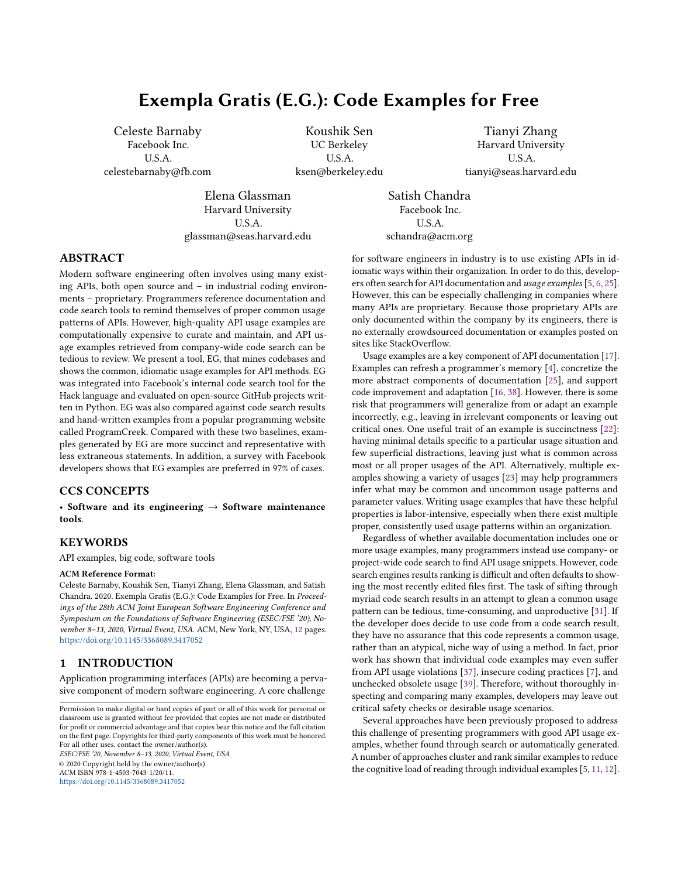# Exempla Gratis (E.G.): Code Examples for Free

Celeste Barnaby
Facebook Inc.
U.S.A.
celestebarnaby@fb.com

Koushik Sen
UC Berkeley
U.S.A.
ksen@berkeley.edu

Tianyi Zhang
Harvard University
U.S.A.
tianyi@seas.harvard.edu

Elena Glassman
Harvard University
U.S.A.
glassman@seas.harvard.edu

Satish Chandra
Facebook Inc.
U.S.A.
schandra@acm.org

## ABSTRACT

Modern software engineering often involves using many existing APIs, both open source and – in industrial coding environments – proprietary. Programmers reference documentation and code search tools to remind themselves of proper common usage patterns of APIs. However, high-quality API usage examples are computationally expensive to curate and maintain, and API usage examples retrieved from company-wide code search can be tedious to review. We present a tool, EG, that mines codebases and shows the common, idiomatic usage examples for API methods. EG was integrated into Facebook's internal code search tool for the Hack language and evaluated on open-source GitHub projects written in Python. EG was also compared against code search results and hand-written examples from a popular programming website called ProgramCreek. Compared with these two baselines, examples generated by EG are more succinct and representative with less extraneous statements. In addition, a survey with Facebook developers shows that EG examples are preferred in 97% of cases.

## CCS CONCEPTS

• **Software and its engineering** → **Software maintenance tools**.

## KEYWORDS

API examples, big code, software tools

**ACM Reference Format:**
Celeste Barnaby, Koushik Sen, Tianyi Zhang, Elena Glassman, and Satish Chandra. 2020. Exempla Gratis (E.G.): Code Examples for Free. In *Proceedings of the 28th ACM Joint European Software Engineering Conference and Symposium on the Foundations of Software Engineering (ESEC/FSE '20), November 8–13, 2020, Virtual Event, USA.* ACM, New York, NY, USA, 12 pages. https://doi.org/10.1145/3368089.3417052

## 1 INTRODUCTION

Application programming interfaces (APIs) are becoming a pervasive component of modern software engineering. A core challenge for software engineers in industry is to use existing APIs in idiomatic ways within their organization. In order to do this, developers often search for API documentation and *usage examples* [5, 6, 25]. However, this can be especially challenging in companies where many APIs are proprietary. Because those proprietary APIs are only documented within the company by its engineers, there is no externally crowdsourced documentation or examples posted on sites like StackOverflow.

Usage examples are a key component of API documentation [17]. Examples can refresh a programmer's memory [4], concretize the more abstract components of documentation [25], and support code improvement and adaptation [16, 38]. However, there is some risk that programmers will generalize from or adapt an example incorrectly, e.g., leaving in irrelevant components or leaving out critical ones. One useful trait of an example is succinctness [22]: having minimal details specific to a particular usage situation and few superficial distractions, leaving just what is common across most or all proper usages of the API. Alternatively, multiple examples showing a variety of usages [23] may help programmers infer what may be common and uncommon usage patterns and parameter values. Writing usage examples that have these helpful properties is labor-intensive, especially when there exist multiple proper, consistently used usage patterns within an organization.

Regardless of whether available documentation includes one or more usage examples, many programmers instead use company- or project-wide code search to find API usage snippets. However, code search engines results ranking is difficult and often defaults to showing the most recently edited files first. The task of sifting through myriad code search results in an attempt to glean a common usage pattern can be tedious, time-consuming, and unproductive [31]. If the developer does decide to use code from a code search result, they have no assurance that this code represents a common usage, rather than an atypical, niche way of using a method. In fact, prior work has shown that individual code examples may even suffer from API usage violations [37], insecure coding practices [7], and unchecked obsolete usage [39]. Therefore, without thoroughly inspecting and comparing many examples, developers may leave out critical safety checks or desirable usage scenarios.

Several approaches have been previously proposed to address this challenge of presenting programmers with good API usage examples, whether found through search or automatically generated. A number of approaches cluster and rank similar examples to reduce the cognitive load of reading through individual examples [5, 11, 12].

Permission to make digital or hard copies of part or all of this work for personal or classroom use is granted without fee provided that copies are not made or distributed for profit or commercial advantage and that copies bear this notice and the full citation on the first page. Copyrights for third-party components of this work must be honored. For all other uses, contact the owner/author(s).
*ESEC/FSE '20, November 8–13, 2020, Virtual Event, USA*
© 2020 Copyright held by the owner/author(s).
ACM ISBN 978-1-4503-7043-1/20/11.
https://doi.org/10.1145/3368089.3417052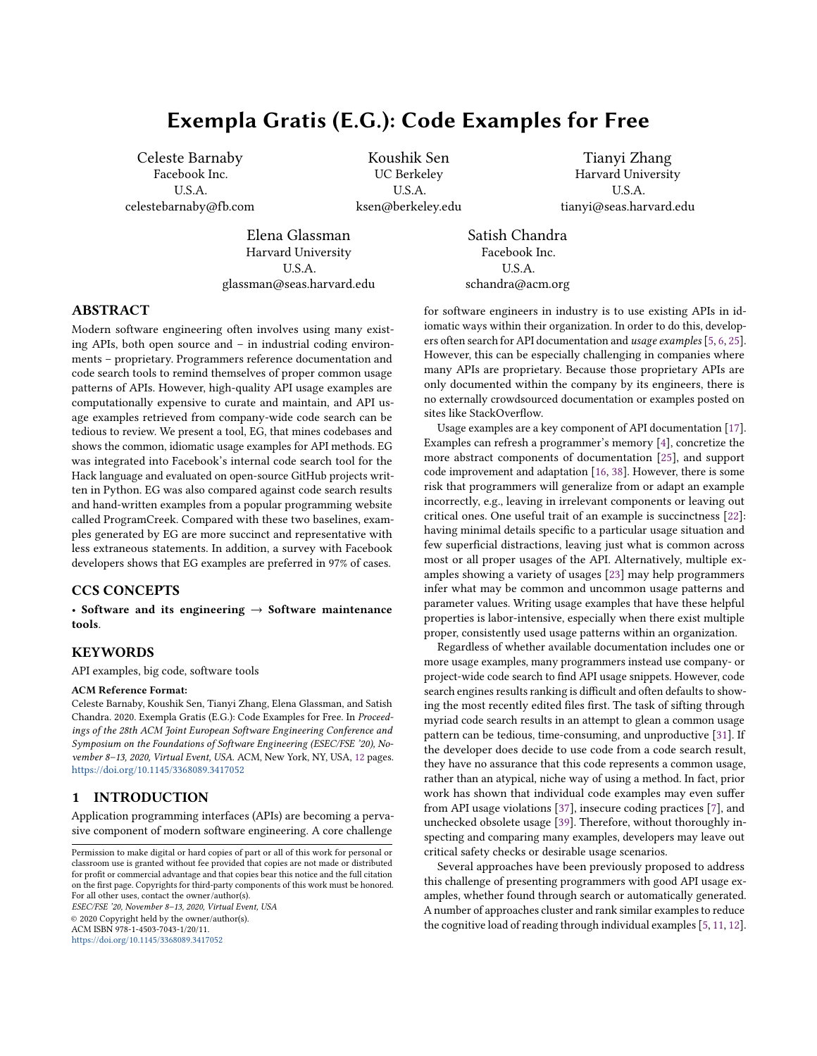# Exempla Gratis (E.G.): Code Examples for Free

Celeste Barnaby
Facebook Inc.
U.S.A.
celestebarnaby@fb.com

Koushik Sen
UC Berkeley
U.S.A.
ksen@berkeley.edu

Tianyi Zhang
Harvard University
U.S.A.
tianyi@seas.harvard.edu

Elena Glassman
Harvard University
U.S.A.
glassman@seas.harvard.edu

Satish Chandra
Facebook Inc.
U.S.A.
schandra@acm.org

## ABSTRACT

Modern software engineering often involves using many existing APIs, both open source and – in industrial coding environments – proprietary. Programmers reference documentation and code search tools to remind themselves of proper common usage patterns of APIs. However, high-quality API usage examples are computationally expensive to curate and maintain, and API usage examples retrieved from company-wide code search can be tedious to review. We present a tool, EG, that mines codebases and shows the common, idiomatic usage examples for API methods. EG was integrated into Facebook's internal code search tool for the Hack language and evaluated on open-source GitHub projects written in Python. EG was also compared against code search results and hand-written examples from a popular programming website called ProgramCreek. Compared with these two baselines, examples generated by EG are more succinct and representative with less extraneous statements. In addition, a survey with Facebook developers shows that EG examples are preferred in 97% of cases.

## CCS CONCEPTS

• **Software and its engineering** → **Software maintenance tools**.

## KEYWORDS

API examples, big code, software tools

**ACM Reference Format:**
Celeste Barnaby, Koushik Sen, Tianyi Zhang, Elena Glassman, and Satish Chandra. 2020. Exempla Gratis (E.G.): Code Examples for Free. In *Proceedings of the 28th ACM Joint European Software Engineering Conference and Symposium on the Foundations of Software Engineering (ESEC/FSE '20), November 8–13, 2020, Virtual Event, USA.* ACM, New York, NY, USA, 12 pages. https://doi.org/10.1145/3368089.3417052

## 1 INTRODUCTION

Application programming interfaces (APIs) are becoming a pervasive component of modern software engineering. A core challenge for software engineers in industry is to use existing APIs in idiomatic ways within their organization. In order to do this, developers often search for API documentation and *usage examples* [5, 6, 25]. However, this can be especially challenging in companies where many APIs are proprietary. Because those proprietary APIs are only documented within the company by its engineers, there is no externally crowdsourced documentation or examples posted on sites like StackOverflow.

Usage examples are a key component of API documentation [17]. Examples can refresh a programmer's memory [4], concretize the more abstract components of documentation [25], and support code improvement and adaptation [16, 38]. However, there is some risk that programmers will generalize from or adapt an example incorrectly, e.g., leaving in irrelevant components or leaving out critical ones. One useful trait of an example is succinctness [22]: having minimal details specific to a particular usage situation and few superficial distractions, leaving just what is common across most or all proper usages of the API. Alternatively, multiple examples showing a variety of usages [23] may help programmers infer what may be common and uncommon usage patterns and parameter values. Writing usage examples that have these helpful properties is labor-intensive, especially when there exist multiple proper, consistently used usage patterns within an organization.

Regardless of whether available documentation includes one or more usage examples, many programmers instead use company- or project-wide code search to find API usage snippets. However, code search engines results ranking is difficult and often defaults to showing the most recently edited files first. The task of sifting through myriad code search results in an attempt to glean a common usage pattern can be tedious, time-consuming, and unproductive [31]. If the developer does decide to use code from a code search result, they have no assurance that this code represents a common usage, rather than an atypical, niche way of using a method. In fact, prior work has shown that individual code examples may even suffer from API usage violations [37], insecure coding practices [7], and unchecked obsolete usage [39]. Therefore, without thoroughly inspecting and comparing many examples, developers may leave out critical safety checks or desirable usage scenarios.

Several approaches have been previously proposed to address this challenge of presenting programmers with good API usage examples, whether found through search or automatically generated. A number of approaches cluster and rank similar examples to reduce the cognitive load of reading through individual examples [5, 11, 12].

Permission to make digital or hard copies of part or all of this work for personal or classroom use is granted without fee provided that copies are not made or distributed for profit or commercial advantage and that copies bear this notice and the full citation on the first page. Copyrights for third-party components of this work must be honored. For all other uses, contact the owner/author(s).
*ESEC/FSE '20, November 8–13, 2020, Virtual Event, USA*
© 2020 Copyright held by the owner/author(s).
ACM ISBN 978-1-4503-7043-1/20/11.
https://doi.org/10.1145/3368089.3417052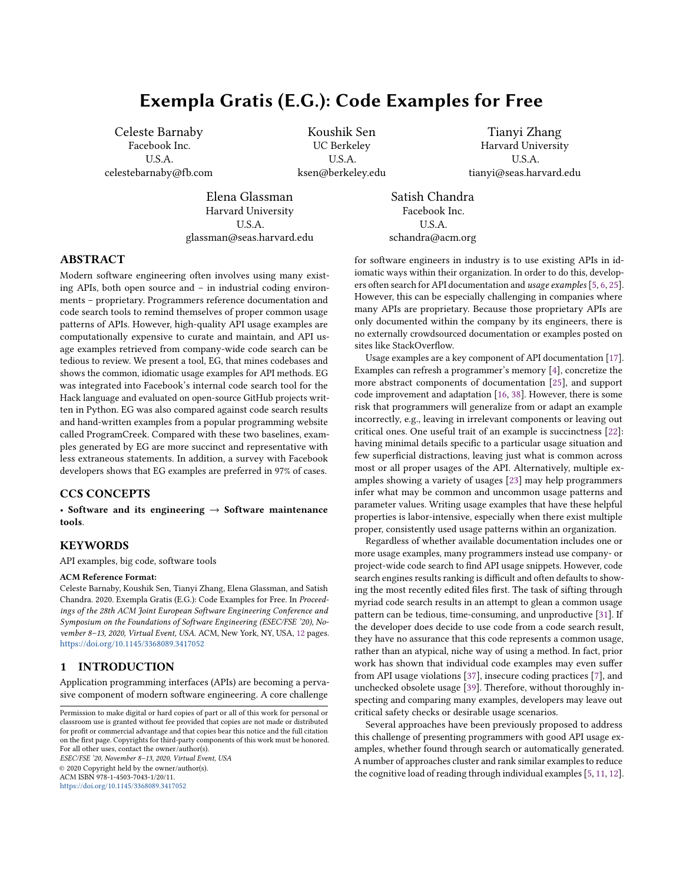# Exempla Gratis (E.G.): Code Examples for Free

Celeste Barnaby
Facebook Inc.
U.S.A.
celestebarnaby@fb.com

Koushik Sen
UC Berkeley
U.S.A.
ksen@berkeley.edu

Tianyi Zhang
Harvard University
U.S.A.
tianyi@seas.harvard.edu

Elena Glassman
Harvard University
U.S.A.
glassman@seas.harvard.edu

Satish Chandra
Facebook Inc.
U.S.A.
schandra@acm.org

## ABSTRACT

Modern software engineering often involves using many existing APIs, both open source and – in industrial coding environments – proprietary. Programmers reference documentation and code search tools to remind themselves of proper common usage patterns of APIs. However, high-quality API usage examples are computationally expensive to curate and maintain, and API usage examples retrieved from company-wide code search can be tedious to review. We present a tool, EG, that mines codebases and shows the common, idiomatic usage examples for API methods. EG was integrated into Facebook's internal code search tool for the Hack language and evaluated on open-source GitHub projects written in Python. EG was also compared against code search results and hand-written examples from a popular programming website called ProgramCreek. Compared with these two baselines, examples generated by EG are more succinct and representative with less extraneous statements. In addition, a survey with Facebook developers shows that EG examples are preferred in 97% of cases.

## CCS CONCEPTS

• **Software and its engineering** → **Software maintenance tools**.

## KEYWORDS

API examples, big code, software tools

**ACM Reference Format:**
Celeste Barnaby, Koushik Sen, Tianyi Zhang, Elena Glassman, and Satish Chandra. 2020. Exempla Gratis (E.G.): Code Examples for Free. In *Proceedings of the 28th ACM Joint European Software Engineering Conference and Symposium on the Foundations of Software Engineering (ESEC/FSE '20), November 8–13, 2020, Virtual Event, USA.* ACM, New York, NY, USA, 12 pages. https://doi.org/10.1145/3368089.3417052

## 1 INTRODUCTION

Application programming interfaces (APIs) are becoming a pervasive component of modern software engineering. A core challenge for software engineers in industry is to use existing APIs in idiomatic ways within their organization. In order to do this, developers often search for API documentation and *usage examples* [5, 6, 25]. However, this can be especially challenging in companies where many APIs are proprietary. Because those proprietary APIs are only documented within the company by its engineers, there is no externally crowdsourced documentation or examples posted on sites like StackOverflow.

Usage examples are a key component of API documentation [17]. Examples can refresh a programmer's memory [4], concretize the more abstract components of documentation [25], and support code improvement and adaptation [16, 38]. However, there is some risk that programmers will generalize from or adapt an example incorrectly, e.g., leaving in irrelevant components or leaving out critical ones. One useful trait of an example is succinctness [22]: having minimal details specific to a particular usage situation and few superficial distractions, leaving just what is common across most or all proper usages of the API. Alternatively, multiple examples showing a variety of usages [23] may help programmers infer what may be common and uncommon usage patterns and parameter values. Writing usage examples that have these helpful properties is labor-intensive, especially when there exist multiple proper, consistently used usage patterns within an organization.

Regardless of whether available documentation includes one or more usage examples, many programmers instead use company- or project-wide code search to find API usage snippets. However, code search engines results ranking is difficult and often defaults to showing the most recently edited files first. The task of sifting through myriad code search results in an attempt to glean a common usage pattern can be tedious, time-consuming, and unproductive [31]. If the developer does decide to use code from a code search result, they have no assurance that this code represents a common usage, rather than an atypical, niche way of using a method. In fact, prior work has shown that individual code examples may even suffer from API usage violations [37], insecure coding practices [7], and unchecked obsolete usage [39]. Therefore, without thoroughly inspecting and comparing many examples, developers may leave out critical safety checks or desirable usage scenarios.

Several approaches have been previously proposed to address this challenge of presenting programmers with good API usage examples, whether found through search or automatically generated. A number of approaches cluster and rank similar examples to reduce the cognitive load of reading through individual examples [5, 11, 12].

Permission to make digital or hard copies of part or all of this work for personal or classroom use is granted without fee provided that copies are not made or distributed for profit or commercial advantage and that copies bear this notice and the full citation on the first page. Copyrights for third-party components of this work must be honored. For all other uses, contact the owner/author(s).
ESEC/FSE '20, November 8–13, 2020, Virtual Event, USA
© 2020 Copyright held by the owner/author(s).
ACM ISBN 978-1-4503-7043-1/20/11.
https://doi.org/10.1145/3368089.3417052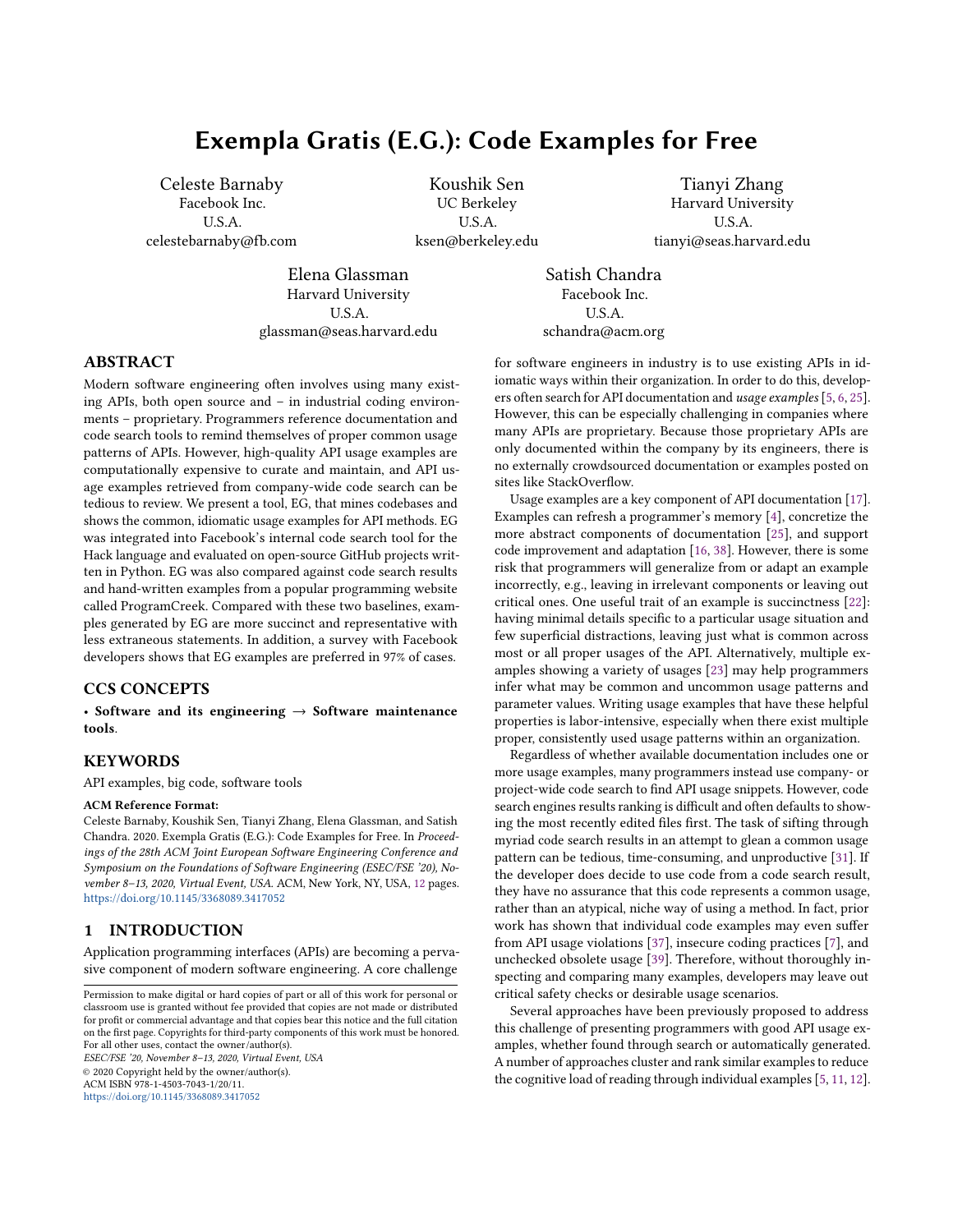# Exempla Gratis (E.G.): Code Examples for Free

Celeste Barnaby
Facebook Inc.
U.S.A.
celestebarnaby@fb.com

Koushik Sen
UC Berkeley
U.S.A.
ksen@berkeley.edu

Tianyi Zhang
Harvard University
U.S.A.
tianyi@seas.harvard.edu

Elena Glassman
Harvard University
U.S.A.
glassman@seas.harvard.edu

Satish Chandra
Facebook Inc.
U.S.A.
schandra@acm.org

## ABSTRACT

Modern software engineering often involves using many existing APIs, both open source and – in industrial coding environments – proprietary. Programmers reference documentation and code search tools to remind themselves of proper common usage patterns of APIs. However, high-quality API usage examples are computationally expensive to curate and maintain, and API usage examples retrieved from company-wide code search can be tedious to review. We present a tool, EG, that mines codebases and shows the common, idiomatic usage examples for API methods. EG was integrated into Facebook's internal code search tool for the Hack language and evaluated on open-source GitHub projects written in Python. EG was also compared against code search results and hand-written examples from a popular programming website called ProgramCreek. Compared with these two baselines, examples generated by EG are more succinct and representative with less extraneous statements. In addition, a survey with Facebook developers shows that EG examples are preferred in 97% of cases.

## CCS CONCEPTS

• **Software and its engineering → Software maintenance tools**.

## KEYWORDS

API examples, big code, software tools

**ACM Reference Format:**

Celeste Barnaby, Koushik Sen, Tianyi Zhang, Elena Glassman, and Satish Chandra. 2020. Exempla Gratis (E.G.): Code Examples for Free. In *Proceedings of the 28th ACM Joint European Software Engineering Conference and Symposium on the Foundations of Software Engineering (ESEC/FSE '20), November 8–13, 2020, Virtual Event, USA.* ACM, New York, NY, USA, 12 pages. https://doi.org/10.1145/3368089.3417052

## 1 INTRODUCTION

Application programming interfaces (APIs) are becoming a pervasive component of modern software engineering. A core challenge for software engineers in industry is to use existing APIs in idiomatic ways within their organization. In order to do this, developers often search for API documentation and *usage examples* [5, 6, 25]. However, this can be especially challenging in companies where many APIs are proprietary. Because those proprietary APIs are only documented within the company by its engineers, there is no externally crowdsourced documentation or examples posted on sites like StackOverflow.

Usage examples are a key component of API documentation [17]. Examples can refresh a programmer's memory [4], concretize the more abstract components of documentation [25], and support code improvement and adaptation [16, 38]. However, there is some risk that programmers will generalize from or adapt an example incorrectly, e.g., leaving in irrelevant components or leaving out critical ones. One useful trait of an example is succinctness [22]: having minimal details specific to a particular usage situation and few superficial distractions, leaving just what is common across most or all proper usages of the API. Alternatively, multiple examples showing a variety of usages [23] may help programmers infer what may be common and uncommon usage patterns and parameter values. Writing usage examples that have these helpful properties is labor-intensive, especially when there exist multiple proper, consistently used usage patterns within an organization.

Regardless of whether available documentation includes one or more usage examples, many programmers instead use company- or project-wide code search to find API usage snippets. However, code search engines results ranking is difficult and often defaults to showing the most recently edited files first. The task of sifting through myriad code search results in an attempt to glean a common usage pattern can be tedious, time-consuming, and unproductive [31]. If the developer does decide to use code from a code search result, they have no assurance that this code represents a common usage, rather than an atypical, niche way of using a method. In fact, prior work has shown that individual code examples may even suffer from API usage violations [37], insecure coding practices [7], and unchecked obsolete usage [39]. Therefore, without thoroughly inspecting and comparing many examples, developers may leave out critical safety checks or desirable usage scenarios.

Several approaches have been previously proposed to address this challenge of presenting programmers with good API usage examples, whether found through search or automatically generated. A number of approaches cluster and rank similar examples to reduce the cognitive load of reading through individual examples [5, 11, 12].

Permission to make digital or hard copies of part or all of this work for personal or classroom use is granted without fee provided that copies are not made or distributed for profit or commercial advantage and that copies bear this notice and the full citation on the first page. Copyrights for third-party components of this work must be honored. For all other uses, contact the owner/author(s).
*ESEC/FSE '20, November 8–13, 2020, Virtual Event, USA*
© 2020 Copyright held by the owner/author(s).
ACM ISBN 978-1-4503-7043-1/20/11.
https://doi.org/10.1145/3368089.3417052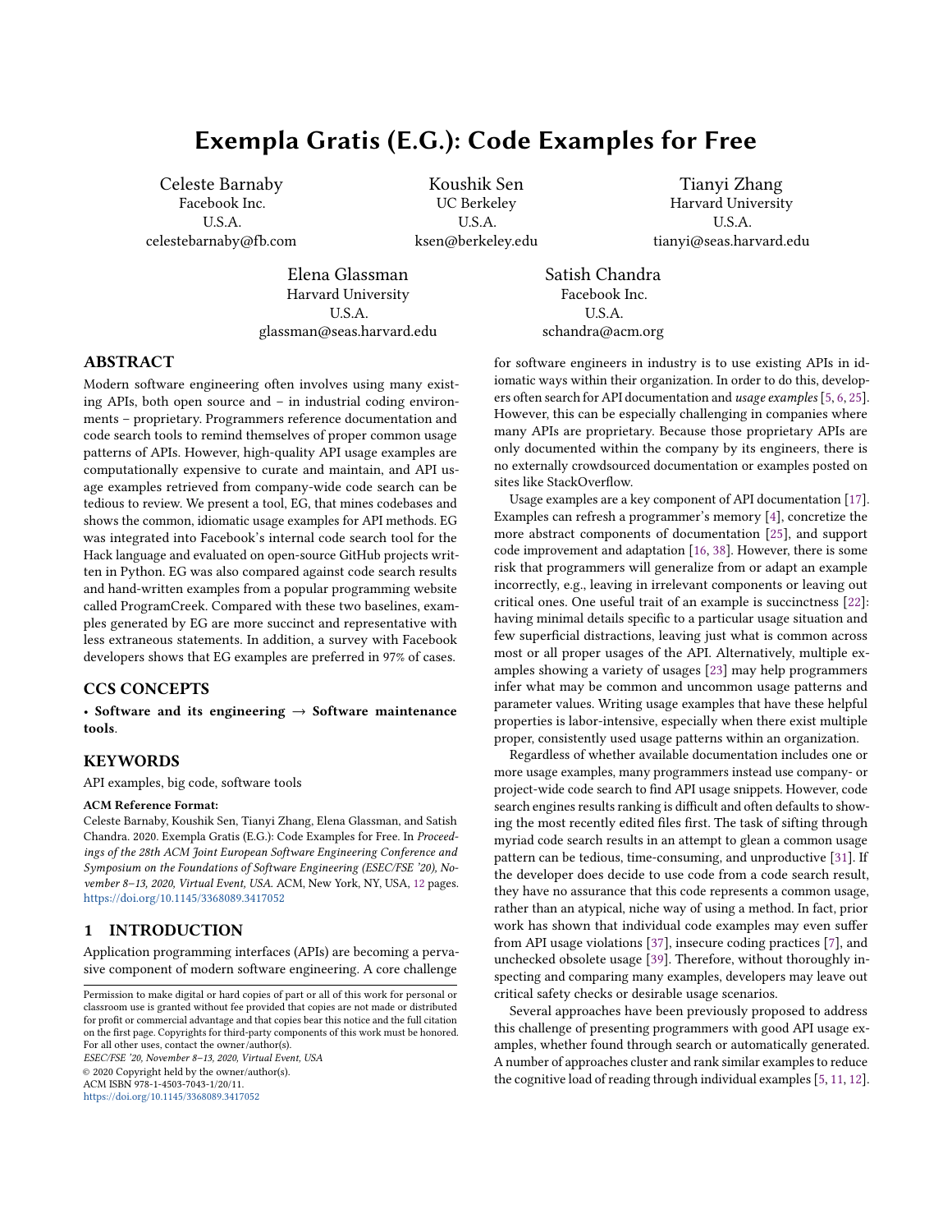# Exempla Gratis (E.G.): Code Examples for Free

Celeste Barnaby
Facebook Inc.
U.S.A.
celestebarnaby@fb.com

Koushik Sen
UC Berkeley
U.S.A.
ksen@berkeley.edu

Tianyi Zhang
Harvard University
U.S.A.
tianyi@seas.harvard.edu

Elena Glassman
Harvard University
U.S.A.
glassman@seas.harvard.edu

Satish Chandra
Facebook Inc.
U.S.A.
schandra@acm.org

## ABSTRACT

Modern software engineering often involves using many existing APIs, both open source and – in industrial coding environments – proprietary. Programmers reference documentation and code search tools to remind themselves of proper common usage patterns of APIs. However, high-quality API usage examples are computationally expensive to curate and maintain, and API usage examples retrieved from company-wide code search can be tedious to review. We present a tool, EG, that mines codebases and shows the common, idiomatic usage examples for API methods. EG was integrated into Facebook's internal code search tool for the Hack language and evaluated on open-source GitHub projects written in Python. EG was also compared against code search results and hand-written examples from a popular programming website called ProgramCreek. Compared with these two baselines, examples generated by EG are more succinct and representative with less extraneous statements. In addition, a survey with Facebook developers shows that EG examples are preferred in 97% of cases.

## CCS CONCEPTS

• **Software and its engineering** → **Software maintenance tools**.

## KEYWORDS

API examples, big code, software tools

**ACM Reference Format:**
Celeste Barnaby, Koushik Sen, Tianyi Zhang, Elena Glassman, and Satish Chandra. 2020. Exempla Gratis (E.G.): Code Examples for Free. In *Proceedings of the 28th ACM Joint European Software Engineering Conference and Symposium on the Foundations of Software Engineering (ESEC/FSE '20), November 8–13, 2020, Virtual Event, USA.* ACM, New York, NY, USA, 12 pages. https://doi.org/10.1145/3368089.3417052

## 1 INTRODUCTION

Application programming interfaces (APIs) are becoming a pervasive component of modern software engineering. A core challenge for software engineers in industry is to use existing APIs in idiomatic ways within their organization. In order to do this, developers often search for API documentation and *usage examples* [5, 6, 25]. However, this can be especially challenging in companies where many APIs are proprietary. Because those proprietary APIs are only documented within the company by its engineers, there is no externally crowdsourced documentation or examples posted on sites like StackOverflow.

Usage examples are a key component of API documentation [17]. Examples can refresh a programmer's memory [4], concretize the more abstract components of documentation [25], and support code improvement and adaptation [16, 38]. However, there is some risk that programmers will generalize from or adapt an example incorrectly, e.g., leaving in irrelevant components or leaving out critical ones. One useful trait of an example is succinctness [22]: having minimal details specific to a particular usage situation and few superficial distractions, leaving just what is common across most or all proper usages of the API. Alternatively, multiple examples showing a variety of usages [23] may help programmers infer what may be common and uncommon usage patterns and parameter values. Writing usage examples that have these helpful properties is labor-intensive, especially when there exist multiple proper, consistently used usage patterns within an organization.

Regardless of whether available documentation includes one or more usage examples, many programmers instead use company- or project-wide code search to find API usage snippets. However, code search engines results ranking is difficult and often defaults to showing the most recently edited files first. The task of sifting through myriad code search results in an attempt to glean a common usage pattern can be tedious, time-consuming, and unproductive [31]. If the developer does decide to use code from a code search result, they have no assurance that this code represents a common usage, rather than an atypical, niche way of using a method. In fact, prior work has shown that individual code examples may even suffer from API usage violations [37], insecure coding practices [7], and unchecked obsolete usage [39]. Therefore, without thoroughly inspecting and comparing many examples, developers may leave out critical safety checks or desirable usage scenarios.

Several approaches have been previously proposed to address this challenge of presenting programmers with good API usage examples, whether found through search or automatically generated. A number of approaches cluster and rank similar examples to reduce the cognitive load of reading through individual examples [5, 11, 12].

Permission to make digital or hard copies of part or all of this work for personal or classroom use is granted without fee provided that copies are not made or distributed for profit or commercial advantage and that copies bear this notice and the full citation on the first page. Copyrights for third-party components of this work must be honored. For all other uses, contact the owner/author(s).
ESEC/FSE '20, November 8–13, 2020, Virtual Event, USA
© 2020 Copyright held by the owner/author(s).
ACM ISBN 978-1-4503-7043-1/20/11.
https://doi.org/10.1145/3368089.3417052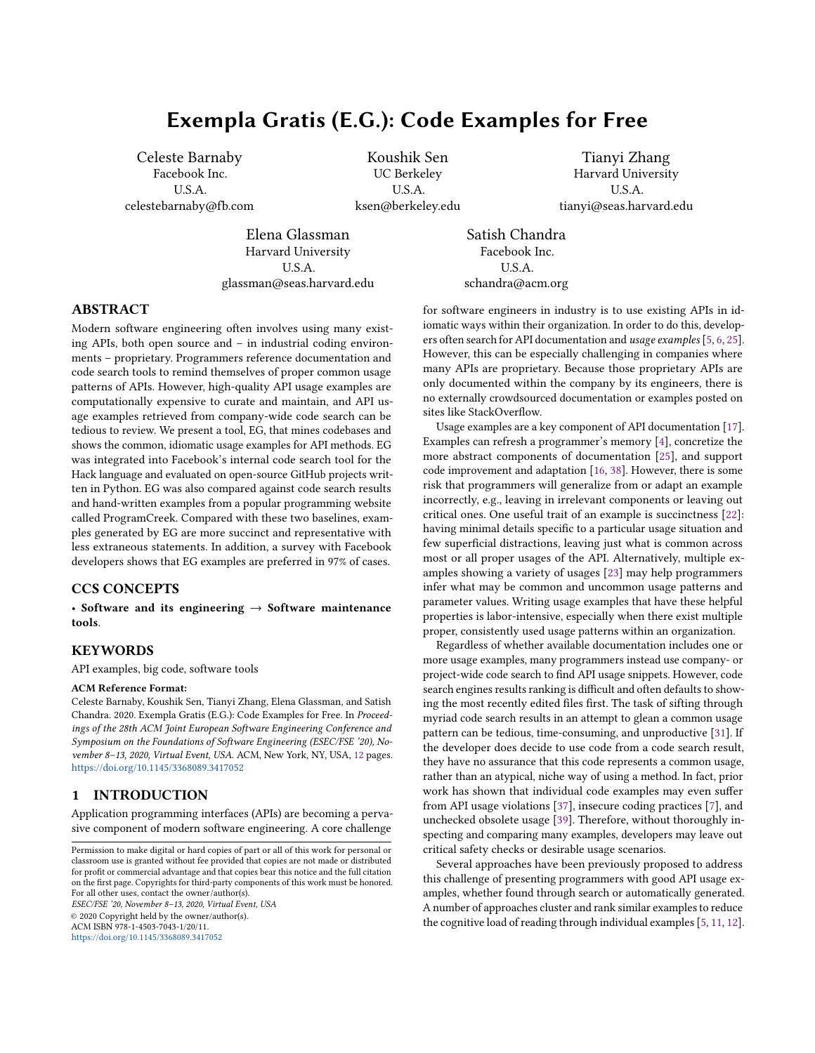# Exempla Gratis (E.G.): Code Examples for Free

Celeste Barnaby
Facebook Inc.
U.S.A.
celestebarnaby@fb.com

Koushik Sen
UC Berkeley
U.S.A.
ksen@berkeley.edu

Tianyi Zhang
Harvard University
U.S.A.
tianyi@seas.harvard.edu

Elena Glassman
Harvard University
U.S.A.
glassman@seas.harvard.edu

Satish Chandra
Facebook Inc.
U.S.A.
schandra@acm.org

## ABSTRACT

Modern software engineering often involves using many existing APIs, both open source and – in industrial coding environments – proprietary. Programmers reference documentation and code search tools to remind themselves of proper common usage patterns of APIs. However, high-quality API usage examples are computationally expensive to curate and maintain, and API usage examples retrieved from company-wide code search can be tedious to review. We present a tool, EG, that mines codebases and shows the common, idiomatic usage examples for API methods. EG was integrated into Facebook's internal code search tool for the Hack language and evaluated on open-source GitHub projects written in Python. EG was also compared against code search results and hand-written examples from a popular programming website called ProgramCreek. Compared with these two baselines, examples generated by EG are more succinct and representative with less extraneous statements. In addition, a survey with Facebook developers shows that EG examples are preferred in 97% of cases.

## CCS CONCEPTS

• **Software and its engineering → Software maintenance tools**.

## KEYWORDS

API examples, big code, software tools

**ACM Reference Format:**
Celeste Barnaby, Koushik Sen, Tianyi Zhang, Elena Glassman, and Satish Chandra. 2020. Exempla Gratis (E.G.): Code Examples for Free. In *Proceedings of the 28th ACM Joint European Software Engineering Conference and Symposium on the Foundations of Software Engineering (ESEC/FSE '20), November 8–13, 2020, Virtual Event, USA.* ACM, New York, NY, USA, 12 pages. https://doi.org/10.1145/3368089.3417052

## 1 INTRODUCTION

Application programming interfaces (APIs) are becoming a pervasive component of modern software engineering. A core challenge for software engineers in industry is to use existing APIs in idiomatic ways within their organization. In order to do this, developers often search for API documentation and *usage examples* [5, 6, 25]. However, this can be especially challenging in companies where many APIs are proprietary. Because those proprietary APIs are only documented within the company by its engineers, there is no externally crowdsourced documentation or examples posted on sites like StackOverflow.

Usage examples are a key component of API documentation [17]. Examples can refresh a programmer's memory [4], concretize the more abstract components of documentation [25], and support code improvement and adaptation [16, 38]. However, there is some risk that programmers will generalize from or adapt an example incorrectly, e.g., leaving in irrelevant components or leaving out critical ones. One useful trait of an example is succinctness [22]: having minimal details specific to a particular usage situation and few superficial distractions, leaving just what is common across most or all proper usages of the API. Alternatively, multiple examples showing a variety of usages [23] may help programmers infer what may be common and uncommon usage patterns and parameter values. Writing usage examples that have these helpful properties is labor-intensive, especially when there exist multiple proper, consistently used usage patterns within an organization.

Regardless of whether available documentation includes one or more usage examples, many programmers instead use company- or project-wide code search to find API usage snippets. However, code search engines results ranking is difficult and often defaults to showing the most recently edited files first. The task of sifting through myriad code search results in an attempt to glean a common usage pattern can be tedious, time-consuming, and unproductive [31]. If the developer does decide to use code from a code search result, they have no assurance that this code represents a common usage, rather than an atypical, niche way of using a method. In fact, prior work has shown that individual code examples may even suffer from API usage violations [37], insecure coding practices [7], and unchecked obsolete usage [39]. Therefore, without thoroughly inspecting and comparing many examples, developers may leave out critical safety checks or desirable usage scenarios.

Several approaches have been previously proposed to address this challenge of presenting programmers with good API usage examples, whether found through search or automatically generated. A number of approaches cluster and rank similar examples to reduce the cognitive load of reading through individual examples [5, 11, 12].

Permission to make digital or hard copies of part or all of this work for personal or classroom use is granted without fee provided that copies are not made or distributed for profit or commercial advantage and that copies bear this notice and the full citation on the first page. Copyrights for third-party components of this work must be honored. For all other uses, contact the owner/author(s).
*ESEC/FSE '20, November 8–13, 2020, Virtual Event, USA*
© 2020 Copyright held by the owner/author(s).
ACM ISBN 978-1-4503-7043-1/20/11.
https://doi.org/10.1145/3368089.3417052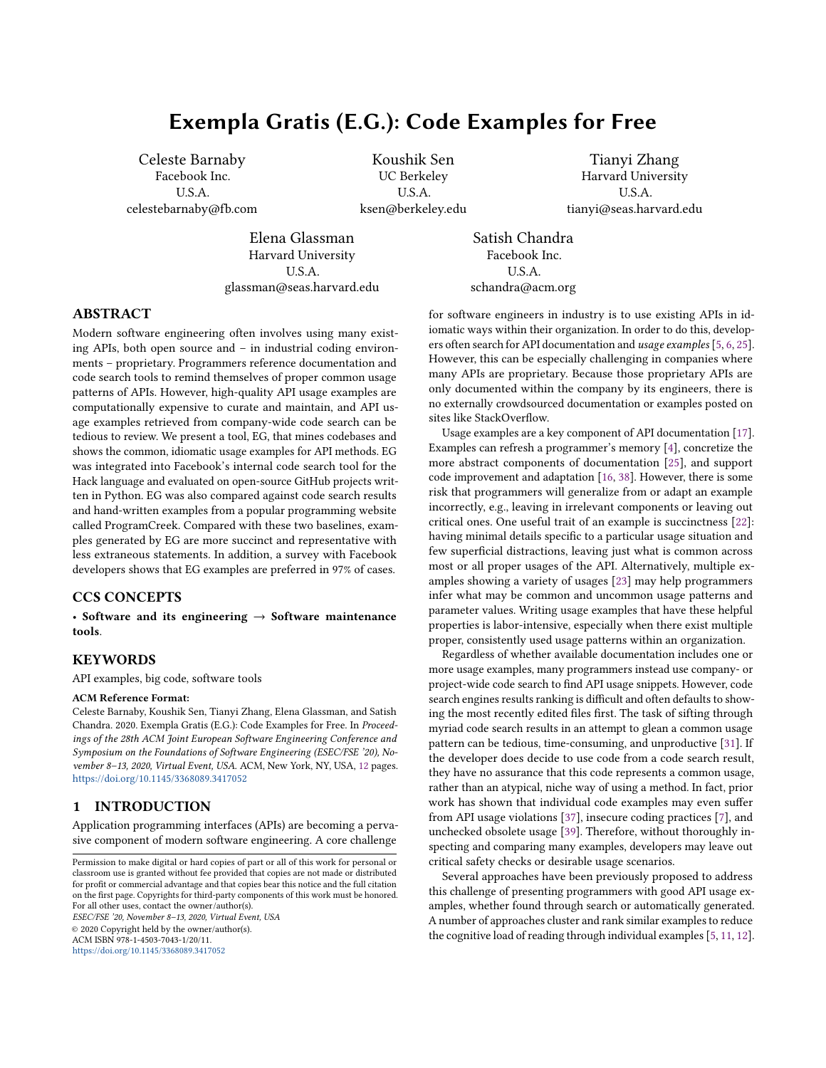# Exempla Gratis (E.G.): Code Examples for Free

Celeste Barnaby
Facebook Inc.
U.S.A.
celestebarnaby@fb.com

Koushik Sen
UC Berkeley
U.S.A.
ksen@berkeley.edu

Tianyi Zhang
Harvard University
U.S.A.
tianyi@seas.harvard.edu

Elena Glassman
Harvard University
U.S.A.
glassman@seas.harvard.edu

Satish Chandra
Facebook Inc.
U.S.A.
schandra@acm.org

## ABSTRACT

Modern software engineering often involves using many existing APIs, both open source and – in industrial coding environments – proprietary. Programmers reference documentation and code search tools to remind themselves of proper common usage patterns of APIs. However, high-quality API usage examples are computationally expensive to curate and maintain, and API usage examples retrieved from company-wide code search can be tedious to review. We present a tool, EG, that mines codebases and shows the common, idiomatic usage examples for API methods. EG was integrated into Facebook's internal code search tool for the Hack language and evaluated on open-source GitHub projects written in Python. EG was also compared against code search results and hand-written examples from a popular programming website called ProgramCreek. Compared with these two baselines, examples generated by EG are more succinct and representative with less extraneous statements. In addition, a survey with Facebook developers shows that EG examples are preferred in 97% of cases.

## CCS CONCEPTS

• **Software and its engineering** → **Software maintenance tools**.

## KEYWORDS

API examples, big code, software tools

**ACM Reference Format:**
Celeste Barnaby, Koushik Sen, Tianyi Zhang, Elena Glassman, and Satish Chandra. 2020. Exempla Gratis (E.G.): Code Examples for Free. In *Proceedings of the 28th ACM Joint European Software Engineering Conference and Symposium on the Foundations of Software Engineering (ESEC/FSE '20), November 8–13, 2020, Virtual Event, USA.* ACM, New York, NY, USA, 12 pages. https://doi.org/10.1145/3368089.3417052

## 1 INTRODUCTION

Application programming interfaces (APIs) are becoming a pervasive component of modern software engineering. A core challenge for software engineers in industry is to use existing APIs in idiomatic ways within their organization. In order to do this, developers often search for API documentation and *usage examples* [5, 6, 25]. However, this can be especially challenging in companies where many APIs are proprietary. Because those proprietary APIs are only documented within the company by its engineers, there is no externally crowdsourced documentation or examples posted on sites like StackOverflow.

Usage examples are a key component of API documentation [17]. Examples can refresh a programmer's memory [4], concretize the more abstract components of documentation [25], and support code improvement and adaptation [16, 38]. However, there is some risk that programmers will generalize from or adapt an example incorrectly, e.g., leaving in irrelevant components or leaving out critical ones. One useful trait of an example is succinctness [22]: having minimal details specific to a particular usage situation and few superficial distractions, leaving just what is common across most or all proper usages of the API. Alternatively, multiple examples showing a variety of usages [23] may help programmers infer what may be common and uncommon usage patterns and parameter values. Writing usage examples that have these helpful properties is labor-intensive, especially when there exist multiple proper, consistently used usage patterns within an organization.

Regardless of whether available documentation includes one or more usage examples, many programmers instead use company- or project-wide code search to find API usage snippets. However, code search engines results ranking is difficult and often defaults to showing the most recently edited files first. The task of sifting through myriad code search results in an attempt to glean a common usage pattern can be tedious, time-consuming, and unproductive [31]. If the developer does decide to use code from a code search result, they have no assurance that this code represents a common usage, rather than an atypical, niche way of using a method. In fact, prior work has shown that individual code examples may even suffer from API usage violations [37], insecure coding practices [7], and unchecked obsolete usage [39]. Therefore, without thoroughly inspecting and comparing many examples, developers may leave out critical safety checks or desirable usage scenarios.

Several approaches have been previously proposed to address this challenge of presenting programmers with good API usage examples, whether found through search or automatically generated. A number of approaches cluster and rank similar examples to reduce the cognitive load of reading through individual examples [5, 11, 12].

Permission to make digital or hard copies of part or all of this work for personal or classroom use is granted without fee provided that copies are not made or distributed for profit or commercial advantage and that copies bear this notice and the full citation on the first page. Copyrights for third-party components of this work must be honored. For all other uses, contact the owner/author(s).
*ESEC/FSE '20, November 8–13, 2020, Virtual Event, USA*
© 2020 Copyright held by the owner/author(s).
ACM ISBN 978-1-4503-7043-1/20/11.
https://doi.org/10.1145/3368089.3417052